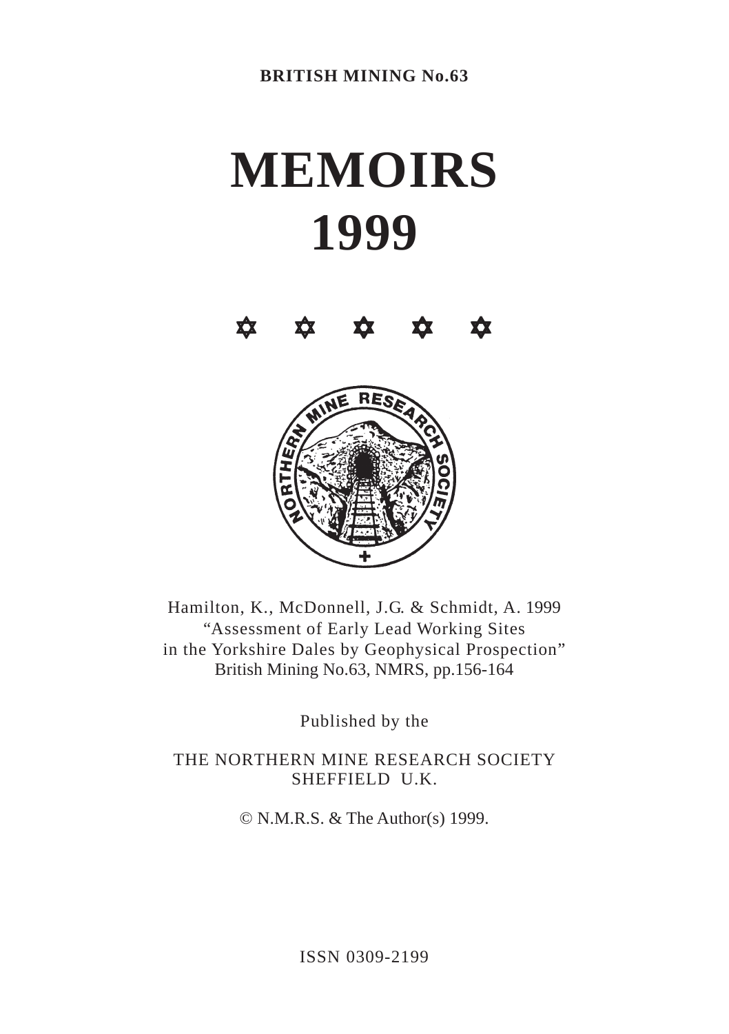**BRITISH MINING No.63**

# MEMOIRS
# 1999

✡ ✡ ✡ ✡ ✡

Hamilton, K., McDonnell, J.G. & Schmidt, A. 1999
"Assessment of Early Lead Working Sites
in the Yorkshire Dales by Geophysical Prospection"
British Mining No.63, NMRS, pp.156-164

Published by the

THE NORTHERN MINE RESEARCH SOCIETY
SHEFFIELD U.K.

© N.M.R.S. & The Author(s) 1999.

ISSN 0309-2199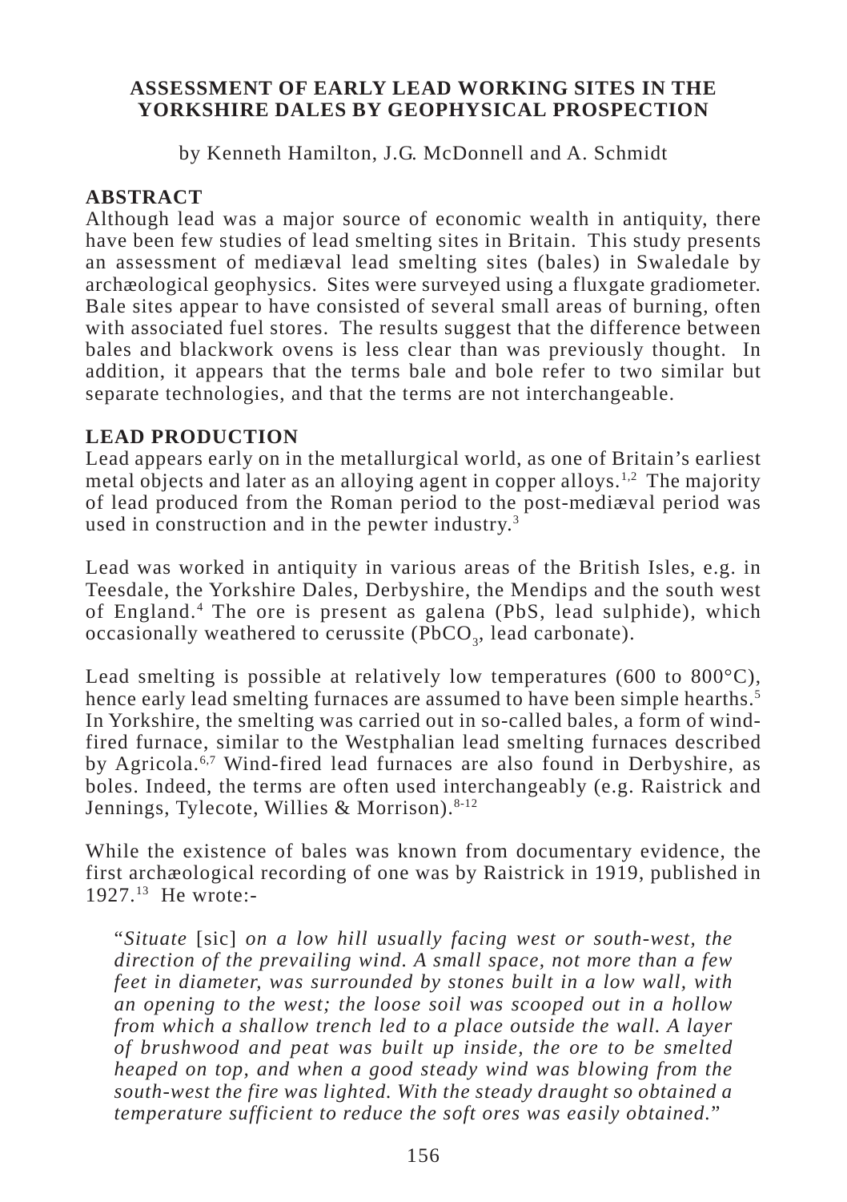# ASSESSMENT OF EARLY LEAD WORKING SITES IN THE YORKSHIRE DALES BY GEOPHYSICAL PROSPECTION

by Kenneth Hamilton, J.G. McDonnell and A. Schmidt

## ABSTRACT

Although lead was a major source of economic wealth in antiquity, there have been few studies of lead smelting sites in Britain. This study presents an assessment of mediæval lead smelting sites (bales) in Swaledale by archæological geophysics. Sites were surveyed using a fluxgate gradiometer. Bale sites appear to have consisted of several small areas of burning, often with associated fuel stores. The results suggest that the difference between bales and blackwork ovens is less clear than was previously thought. In addition, it appears that the terms bale and bole refer to two similar but separate technologies, and that the terms are not interchangeable.

## LEAD PRODUCTION

Lead appears early on in the metallurgical world, as one of Britain's earliest metal objects and later as an alloying agent in copper alloys.[1,2] The majority of lead produced from the Roman period to the post-mediæval period was used in construction and in the pewter industry.[3]

Lead was worked in antiquity in various areas of the British Isles, e.g. in Teesdale, the Yorkshire Dales, Derbyshire, the Mendips and the south west of England.[4] The ore is present as galena ($PbS$, lead sulphide), which occasionally weathered to cerussite ($PbCO_3$, lead carbonate).

Lead smelting is possible at relatively low temperatures (600 to 800°C), hence early lead smelting furnaces are assumed to have been simple hearths.[5] In Yorkshire, the smelting was carried out in so-called bales, a form of wind-fired furnace, similar to the Westphalian lead smelting furnaces described by Agricola.[6,7] Wind-fired lead furnaces are also found in Derbyshire, as boles. Indeed, the terms are often used interchangeably (e.g. Raistrick and Jennings, Tylecote, Willies & Morrison).[8-12]

While the existence of bales was known from documentary evidence, the first archæological recording of one was by Raistrick in 1919, published in 1927.[13] He wrote:-

> "*Situate* [sic] *on a low hill usually facing west or south-west, the direction of the prevailing wind. A small space, not more than a few feet in diameter, was surrounded by stones built in a low wall, with an opening to the west; the loose soil was scooped out in a hollow from which a shallow trench led to a place outside the wall. A layer of brushwood and peat was built up inside, the ore to be smelted heaped on top, and when a good steady wind was blowing from the south-west the fire was lighted. With the steady draught so obtained a temperature sufficient to reduce the soft ores was easily obtained.*"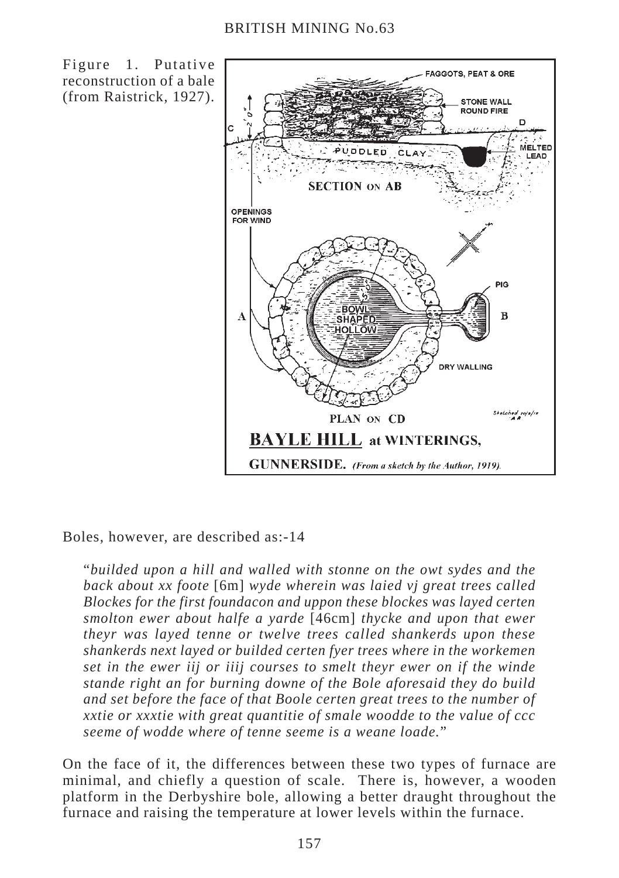Figure 1. Putative reconstruction of a bale (from Raistrick, 1927).

Boles, however, are described as:-14

> "*builded upon a hill and walled with stonne on the owt sydes and the back about xx foote* [6m] *wyde wherein was laied vj great trees called Blockes for the first foundacon and uppon these blockes was layed certen smolton ewer about halfe a yarde* [46cm] *thycke and upon that ewer theyr was layed tenne or twelve trees called shankerds upon these shankerds next layed or builded certen fyer trees where in the workemen set in the ewer iij or iiij courses to smelt theyr ewer on if the winde stande right an for burning downe of the Bole aforesaid they do build and set before the face of that Boole certen great trees to the number of xxtie or xxxtie with great quantitie of smale woodde to the value of ccc seeme of wodde where of tenne seeme is a weane loade.*"

On the face of it, the differences between these two types of furnace are minimal, and chiefly a question of scale. There is, however, a wooden platform in the Derbyshire bole, allowing a better draught throughout the furnace and raising the temperature at lower levels within the furnace.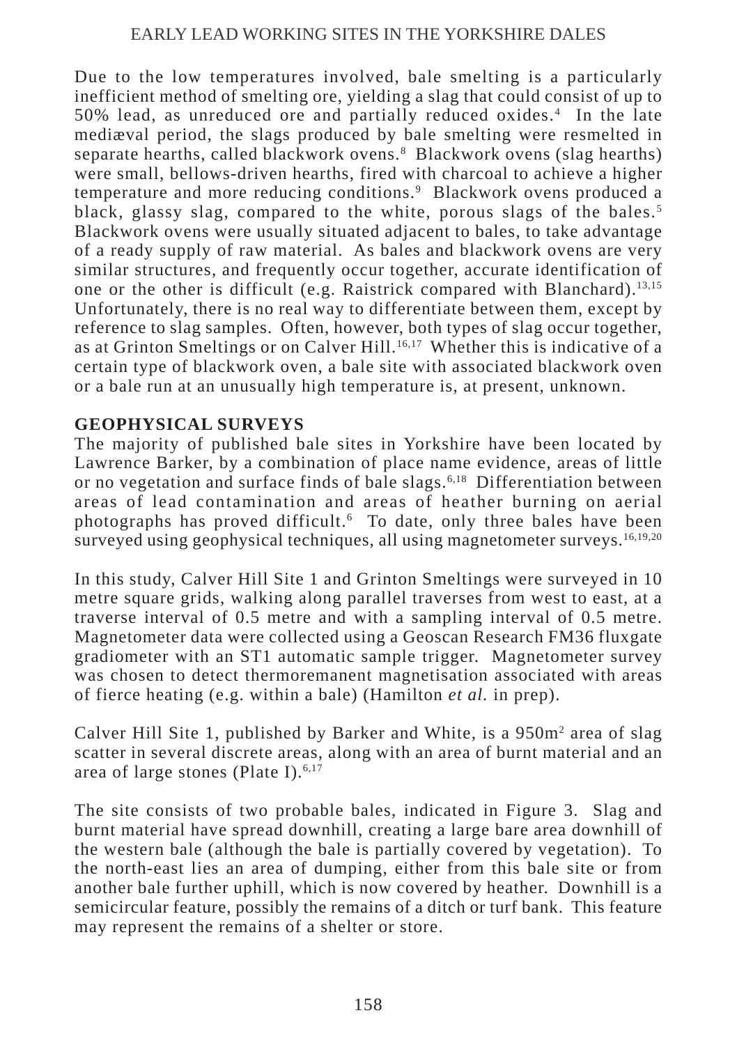Due to the low temperatures involved, bale smelting is a particularly inefficient method of smelting ore, yielding a slag that could consist of up to 50% lead, as unreduced ore and partially reduced oxides.[4] In the late mediæval period, the slags produced by bale smelting were resmelted in separate hearths, called blackwork ovens.[8] Blackwork ovens (slag hearths) were small, bellows-driven hearths, fired with charcoal to achieve a higher temperature and more reducing conditions.[9] Blackwork ovens produced a black, glassy slag, compared to the white, porous slags of the bales.[5] Blackwork ovens were usually situated adjacent to bales, to take advantage of a ready supply of raw material. As bales and blackwork ovens are very similar structures, and frequently occur together, accurate identification of one or the other is difficult (e.g. Raistrick compared with Blanchard).[13,15] Unfortunately, there is no real way to differentiate between them, except by reference to slag samples. Often, however, both types of slag occur together, as at Grinton Smeltings or on Calver Hill.[16,17] Whether this is indicative of a certain type of blackwork oven, a bale site with associated blackwork oven or a bale run at an unusually high temperature is, at present, unknown.

## GEOPHYSICAL SURVEYS

The majority of published bale sites in Yorkshire have been located by Lawrence Barker, by a combination of place name evidence, areas of little or no vegetation and surface finds of bale slags.[6,18] Differentiation between areas of lead contamination and areas of heather burning on aerial photographs has proved difficult.[6] To date, only three bales have been surveyed using geophysical techniques, all using magnetometer surveys.[16,19,20]

In this study, Calver Hill Site 1 and Grinton Smeltings were surveyed in 10 metre square grids, walking along parallel traverses from west to east, at a traverse interval of 0.5 metre and with a sampling interval of 0.5 metre. Magnetometer data were collected using a Geoscan Research FM36 fluxgate gradiometer with an ST1 automatic sample trigger. Magnetometer survey was chosen to detect thermoremanent magnetisation associated with areas of fierce heating (e.g. within a bale) (Hamilton *et al.* in prep).

Calver Hill Site 1, published by Barker and White, is a 950m$^2$ area of slag scatter in several discrete areas, along with an area of burnt material and an area of large stones (Plate I).[6,17]

The site consists of two probable bales, indicated in Figure 3. Slag and burnt material have spread downhill, creating a large bare area downhill of the western bale (although the bale is partially covered by vegetation). To the north-east lies an area of dumping, either from this bale site or from another bale further uphill, which is now covered by heather. Downhill is a semicircular feature, possibly the remains of a ditch or turf bank. This feature may represent the remains of a shelter or store.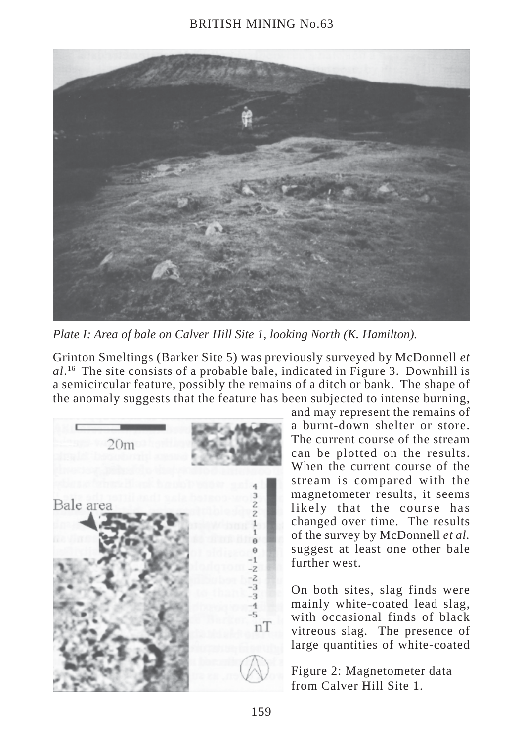*Plate I: Area of bale on Calver Hill Site 1, looking North (K. Hamilton).*

Grinton Smeltings (Barker Site 5) was previously surveyed by McDonnell *et al*.[16] The site consists of a probable bale, indicated in Figure 3. Downhill is a semicircular feature, possibly the remains of a ditch or bank. The shape of the anomaly suggests that the feature has been subjected to intense burning, and may represent the remains of a burnt-down shelter or store. The current course of the stream can be plotted on the results. When the current course of the stream is compared with the magnetometer results, it seems likely that the course has changed over time. The results of the survey by McDonnell *et al.* suggest at least one other bale further west.

On both sites, slag finds were mainly white-coated lead slag, with occasional finds of black vitreous slag. The presence of large quantities of white-coated

Figure 2: Magnetometer data from Calver Hill Site 1.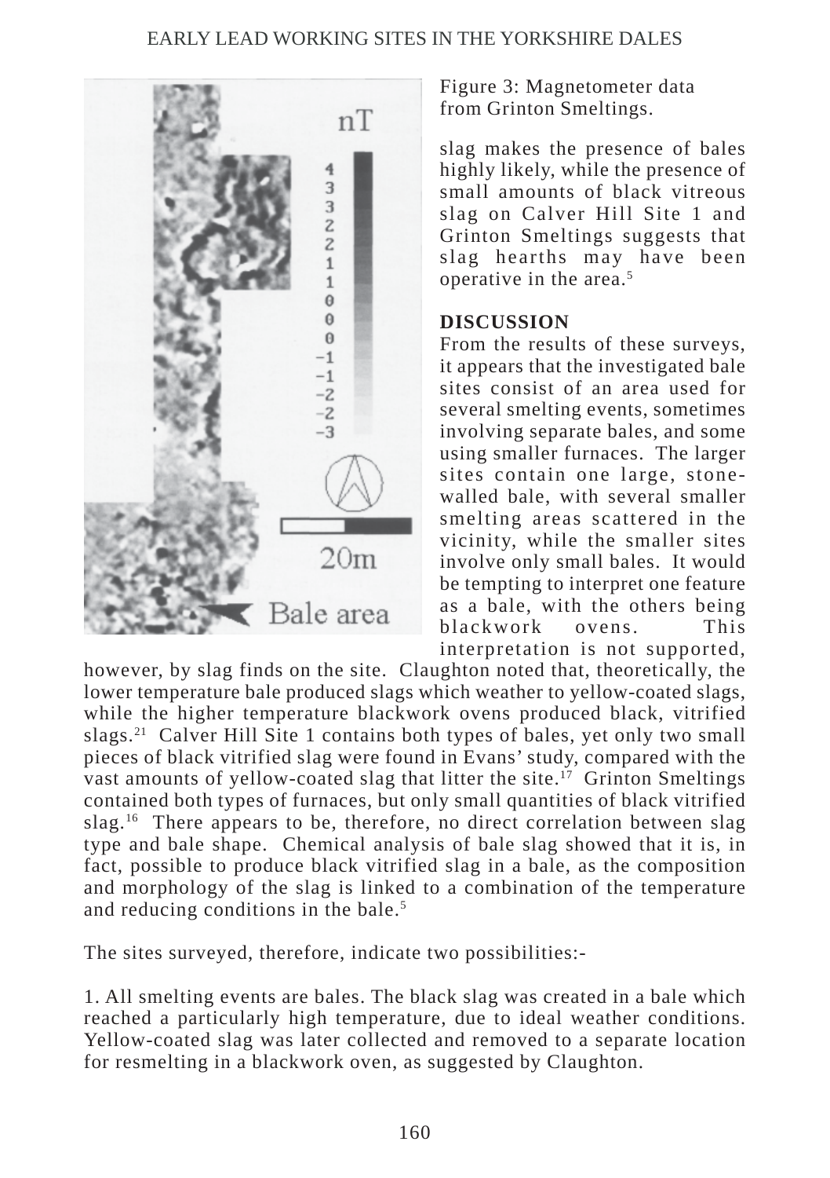Figure 3: Magnetometer data from Grinton Smeltings.

slag makes the presence of bales highly likely, while the presence of small amounts of black vitreous slag on Calver Hill Site 1 and Grinton Smeltings suggests that slag hearths may have been operative in the area.[5]

**DISCUSSION**

From the results of these surveys, it appears that the investigated bale sites consist of an area used for several smelting events, sometimes involving separate bales, and some using smaller furnaces. The larger sites contain one large, stone-walled bale, with several smaller smelting areas scattered in the vicinity, while the smaller sites involve only small bales. It would be tempting to interpret one feature as a bale, with the others being blackwork ovens. This interpretation is not supported, however, by slag finds on the site. Claughton noted that, theoretically, the lower temperature bale produced slags which weather to yellow-coated slags, while the higher temperature blackwork ovens produced black, vitrified slags.[21] Calver Hill Site 1 contains both types of bales, yet only two small pieces of black vitrified slag were found in Evans' study, compared with the vast amounts of yellow-coated slag that litter the site.[17] Grinton Smeltings contained both types of furnaces, but only small quantities of black vitrified slag.[16] There appears to be, therefore, no direct correlation between slag type and bale shape. Chemical analysis of bale slag showed that it is, in fact, possible to produce black vitrified slag in a bale, as the composition and morphology of the slag is linked to a combination of the temperature and reducing conditions in the bale.[5]

The sites surveyed, therefore, indicate two possibilities:-

1. All smelting events are bales. The black slag was created in a bale which reached a particularly high temperature, due to ideal weather conditions. Yellow-coated slag was later collected and removed to a separate location for resmelting in a blackwork oven, as suggested by Claughton.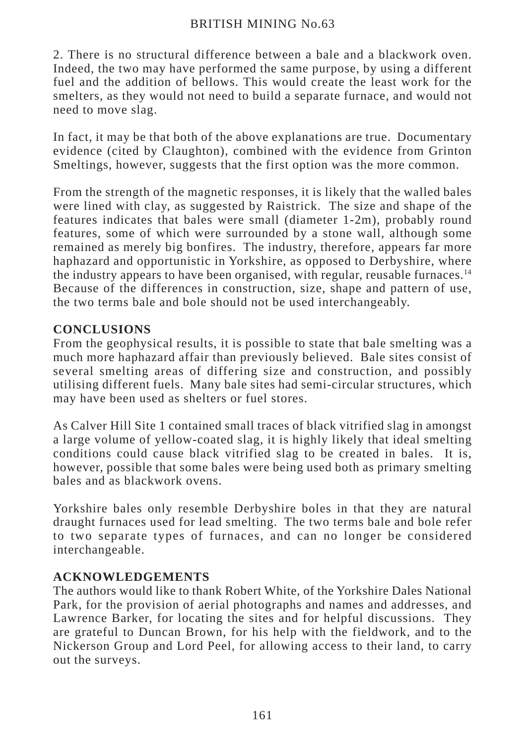2. There is no structural difference between a bale and a blackwork oven. Indeed, the two may have performed the same purpose, by using a different fuel and the addition of bellows. This would create the least work for the smelters, as they would not need to build a separate furnace, and would not need to move slag.

In fact, it may be that both of the above explanations are true. Documentary evidence (cited by Claughton), combined with the evidence from Grinton Smeltings, however, suggests that the first option was the more common.

From the strength of the magnetic responses, it is likely that the walled bales were lined with clay, as suggested by Raistrick. The size and shape of the features indicates that bales were small (diameter 1-2m), probably round features, some of which were surrounded by a stone wall, although some remained as merely big bonfires. The industry, therefore, appears far more haphazard and opportunistic in Yorkshire, as opposed to Derbyshire, where the industry appears to have been organised, with regular, reusable furnaces.[14] Because of the differences in construction, size, shape and pattern of use, the two terms bale and bole should not be used interchangeably.

## CONCLUSIONS

From the geophysical results, it is possible to state that bale smelting was a much more haphazard affair than previously believed. Bale sites consist of several smelting areas of differing size and construction, and possibly utilising different fuels. Many bale sites had semi-circular structures, which may have been used as shelters or fuel stores.

As Calver Hill Site 1 contained small traces of black vitrified slag in amongst a large volume of yellow-coated slag, it is highly likely that ideal smelting conditions could cause black vitrified slag to be created in bales. It is, however, possible that some bales were being used both as primary smelting bales and as blackwork ovens.

Yorkshire bales only resemble Derbyshire boles in that they are natural draught furnaces used for lead smelting. The two terms bale and bole refer to two separate types of furnaces, and can no longer be considered interchangeable.

## ACKNOWLEDGEMENTS

The authors would like to thank Robert White, of the Yorkshire Dales National Park, for the provision of aerial photographs and names and addresses, and Lawrence Barker, for locating the sites and for helpful discussions. They are grateful to Duncan Brown, for his help with the fieldwork, and to the Nickerson Group and Lord Peel, for allowing access to their land, to carry out the surveys.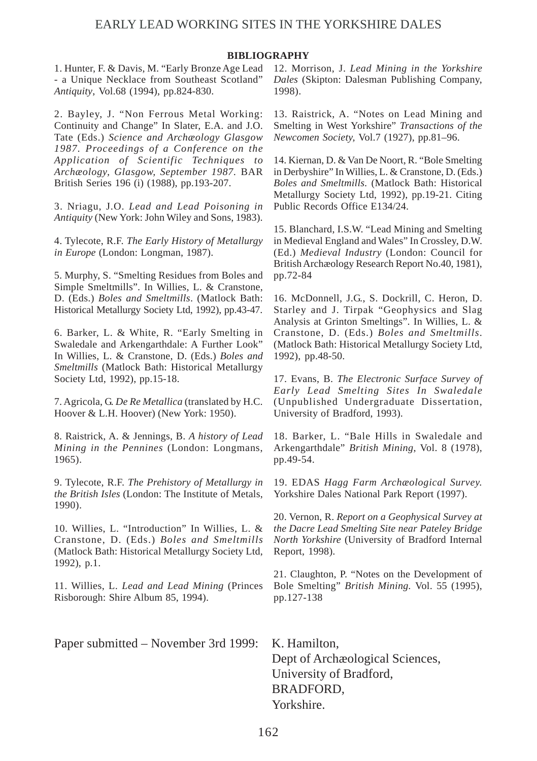## BIBLIOGRAPHY

1. Hunter, F. & Davis, M. "Early Bronze Age Lead - a Unique Necklace from Southeast Scotland" *Antiquity*, Vol.68 (1994), pp.824-830.

2. Bayley, J. "Non Ferrous Metal Working: Continuity and Change" In Slater, E.A. and J.O. Tate (Eds.) *Science and Archæology Glasgow 1987. Proceedings of a Conference on the Application of Scientific Techniques to Archæology, Glasgow, September 1987.* BAR British Series 196 (i) (1988), pp.193-207.

3. Nriagu, J.O. *Lead and Lead Poisoning in Antiquity* (New York: John Wiley and Sons, 1983).

4. Tylecote, R.F. *The Early History of Metallurgy in Europe* (London: Longman, 1987).

5. Murphy, S. "Smelting Residues from Boles and Simple Smeltmills". In Willies, L. & Cranstone, D. (Eds.) *Boles and Smeltmills*. (Matlock Bath: Historical Metallurgy Society Ltd, 1992), pp.43-47.

6. Barker, L. & White, R. "Early Smelting in Swaledale and Arkengarthdale: A Further Look" In Willies, L. & Cranstone, D. (Eds.) *Boles and Smeltmills* (Matlock Bath: Historical Metallurgy Society Ltd, 1992), pp.15-18.

7. Agricola, G. *De Re Metallica* (translated by H.C. Hoover & L.H. Hoover) (New York: 1950).

8. Raistrick, A. & Jennings, B. *A history of Lead Mining in the Pennines* (London: Longmans, 1965).

9. Tylecote, R.F. *The Prehistory of Metallurgy in the British Isles* (London: The Institute of Metals, 1990).

10. Willies, L. "Introduction" In Willies, L. & Cranstone, D. (Eds.) *Boles and Smeltmills* (Matlock Bath: Historical Metallurgy Society Ltd, 1992), p.1.

11. Willies, L. *Lead and Lead Mining* (Princes Risborough: Shire Album 85, 1994).

12. Morrison, J. *Lead Mining in the Yorkshire Dales* (Skipton: Dalesman Publishing Company, 1998).

13. Raistrick, A. "Notes on Lead Mining and Smelting in West Yorkshire" *Transactions of the Newcomen Society*, Vol.7 (1927), pp.81–96.

14. Kiernan, D. & Van De Noort, R. "Bole Smelting in Derbyshire" In Willies, L. & Cranstone, D. (Eds.) *Boles and Smeltmills.* (Matlock Bath: Historical Metallurgy Society Ltd, 1992), pp.19-21. Citing Public Records Office E134/24.

15. Blanchard, I.S.W. "Lead Mining and Smelting in Medieval England and Wales" In Crossley, D.W. (Ed.) *Medieval Industry* (London: Council for British Archæology Research Report No.40, 1981), pp.72-84

16. McDonnell, J.G., S. Dockrill, C. Heron, D. Starley and J. Tirpak "Geophysics and Slag Analysis at Grinton Smeltings". In Willies, L. & Cranstone, D. (Eds.) *Boles and Smeltmills.* (Matlock Bath: Historical Metallurgy Society Ltd, 1992), pp.48-50.

17. Evans, B. *The Electronic Surface Survey of Early Lead Smelting Sites In Swaledale* (Unpublished Undergraduate Dissertation, University of Bradford, 1993).

18. Barker, L. "Bale Hills in Swaledale and Arkengarthdale" *British Mining*, Vol. 8 (1978), pp.49-54.

19. EDAS *Hagg Farm Archæological Survey.* Yorkshire Dales National Park Report (1997).

20. Vernon, R. *Report on a Geophysical Survey at the Dacre Lead Smelting Site near Pateley Bridge North Yorkshire* (University of Bradford Internal Report, 1998).

21. Claughton, P. "Notes on the Development of Bole Smelting" *British Mining.* Vol. 55 (1995), pp.127-138

Paper submitted – November 3rd 1999:

K. Hamilton,
Dept of Archæological Sciences,
University of Bradford,
BRADFORD,
Yorkshire.